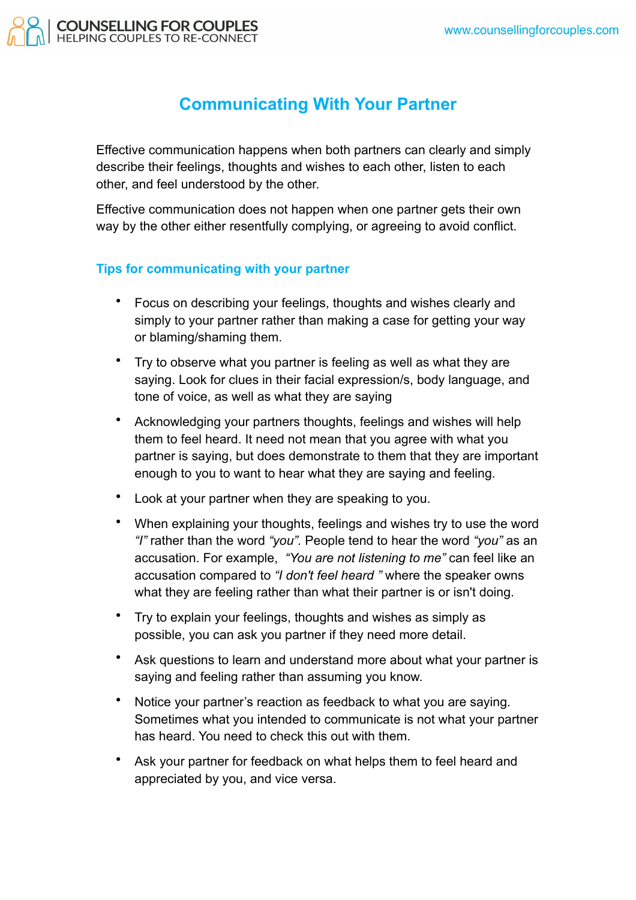# Communicating With Your Partner

Effective communication happens when both partners can clearly and simply describe their feelings, thoughts and wishes to each other, listen to each other, and feel understood by the other.

Effective communication does not happen when one partner gets their own way by the other either resentfully complying, or agreeing to avoid conflict.

## Tips for communicating with your partner

- Focus on describing your feelings, thoughts and wishes clearly and simply to your partner rather than making a case for getting your way or blaming/shaming them.
- Try to observe what you partner is feeling as well as what they are saying. Look for clues in their facial expression/s, body language, and tone of voice, as well as what they are saying
- Acknowledging your partners thoughts, feelings and wishes will help them to feel heard. It need not mean that you agree with what you partner is saying, but does demonstrate to them that they are important enough to you to want to hear what they are saying and feeling.
- Look at your partner when they are speaking to you.
- When explaining your thoughts, feelings and wishes try to use the word *"I"* rather than the word *"you".* People tend to hear the word *"you"* as an accusation. For example, *"You are not listening to me"* can feel like an accusation compared to *"I don't feel heard "* where the speaker owns what they are feeling rather than what their partner is or isn't doing.
- Try to explain your feelings, thoughts and wishes as simply as possible, you can ask you partner if they need more detail.
- Ask questions to learn and understand more about what your partner is saying and feeling rather than assuming you know.
- Notice your partner's reaction as feedback to what you are saying. Sometimes what you intended to communicate is not what your partner has heard. You need to check this out with them.
- Ask your partner for feedback on what helps them to feel heard and appreciated by you, and vice versa.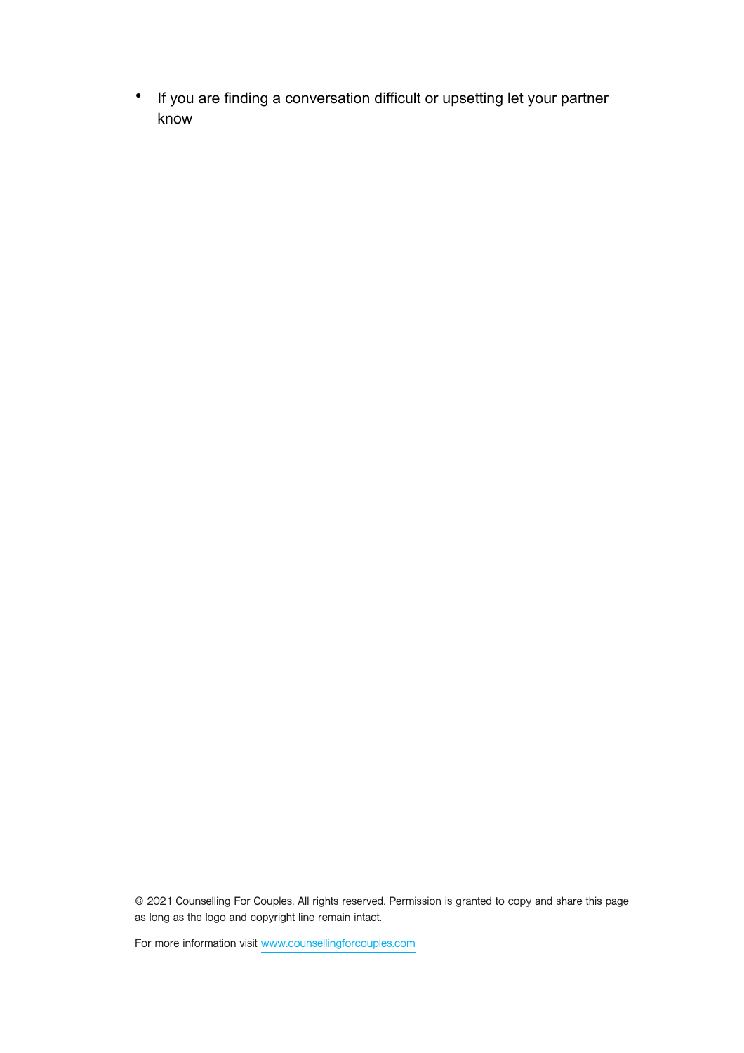- If you are finding a conversation difficult or upsetting let your partner know

© 2021 Counselling For Couples. All rights reserved. Permission is granted to copy and share this page as long as the logo and copyright line remain intact.

For more information visit www.counsellingforcouples.com